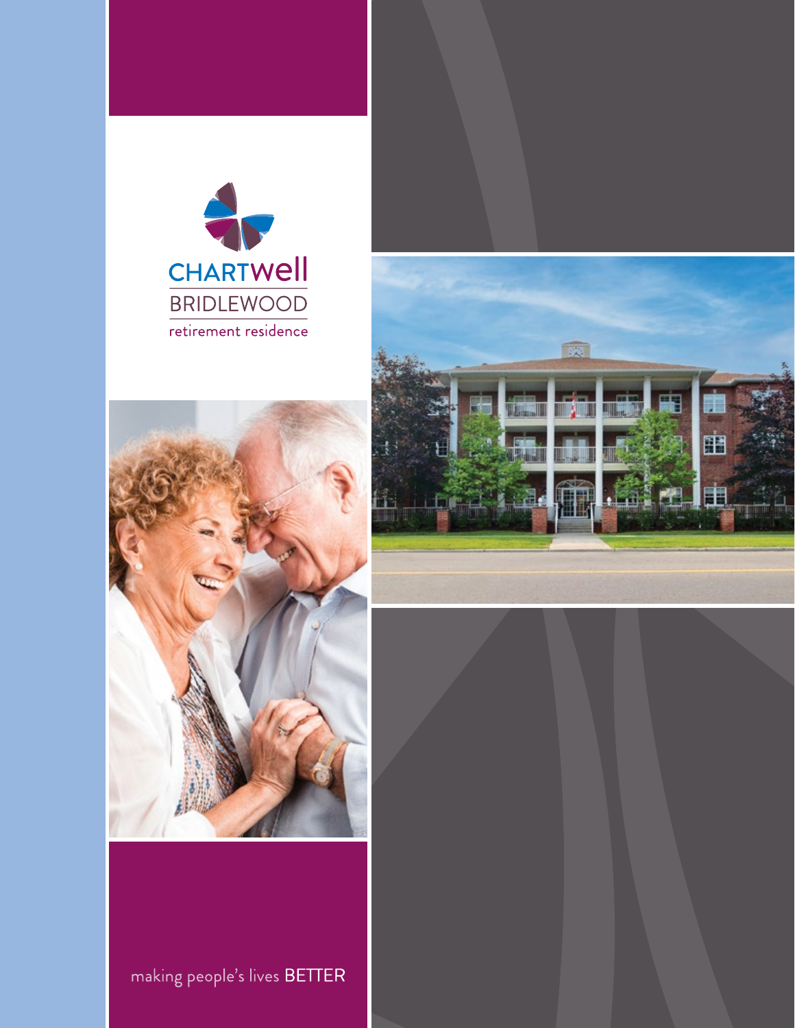# CHARTWELL
## BRIDLEWOOD
retirement residence

making people's lives BETTER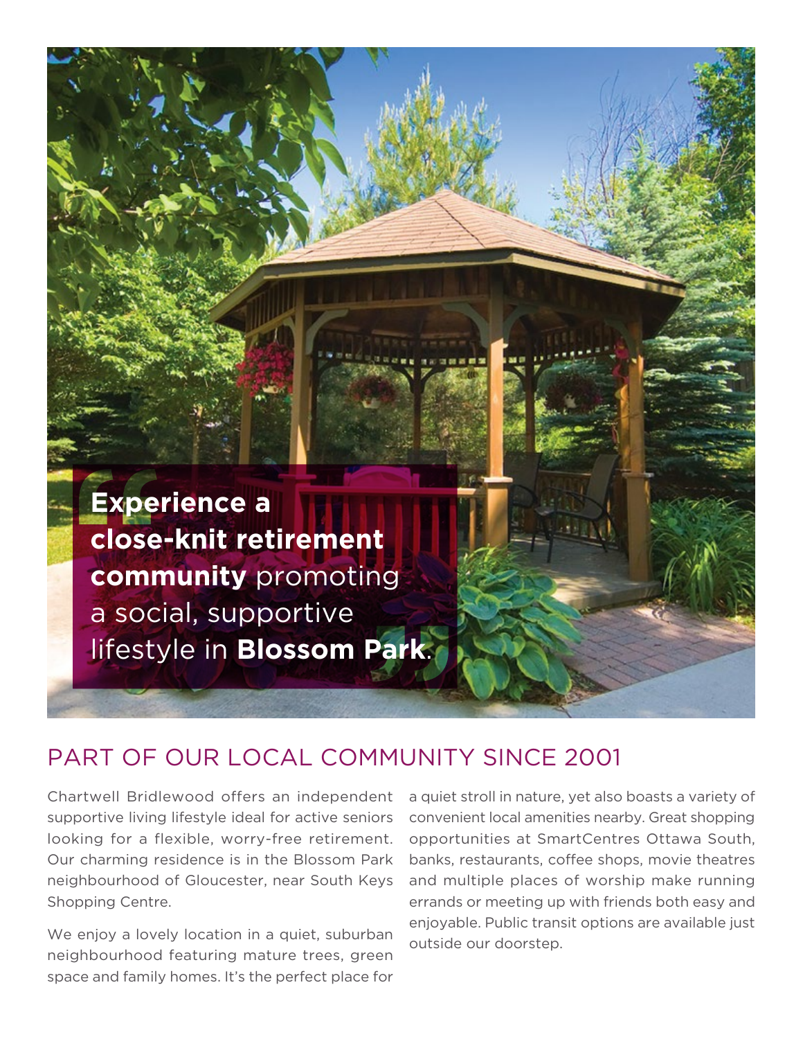> **Experience a close-knit retirement community** promoting a social, supportive lifestyle in **Blossom Park**.

## PART OF OUR LOCAL COMMUNITY SINCE 2001

Chartwell Bridlewood offers an independent supportive living lifestyle ideal for active seniors looking for a flexible, worry-free retirement. Our charming residence is in the Blossom Park neighbourhood of Gloucester, near South Keys Shopping Centre.

We enjoy a lovely location in a quiet, suburban neighbourhood featuring mature trees, green space and family homes. It's the perfect place for a quiet stroll in nature, yet also boasts a variety of convenient local amenities nearby. Great shopping opportunities at SmartCentres Ottawa South, banks, restaurants, coffee shops, movie theatres and multiple places of worship make running errands or meeting up with friends both easy and enjoyable. Public transit options are available just outside our doorstep.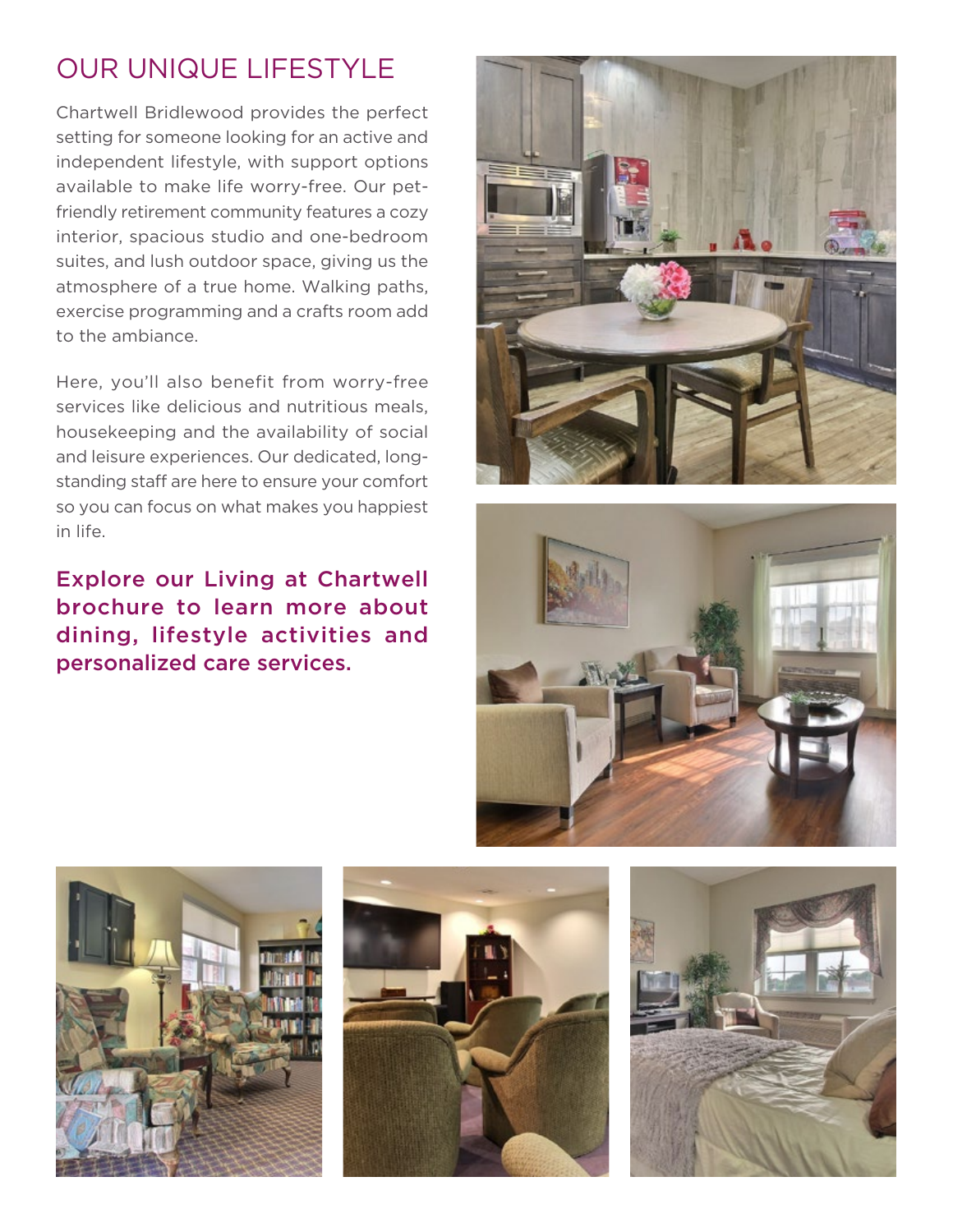# OUR UNIQUE LIFESTYLE

Chartwell Bridlewood provides the perfect setting for someone looking for an active and independent lifestyle, with support options available to make life worry-free. Our pet-friendly retirement community features a cozy interior, spacious studio and one-bedroom suites, and lush outdoor space, giving us the atmosphere of a true home. Walking paths, exercise programming and a crafts room add to the ambiance.

Here, you'll also benefit from worry-free services like delicious and nutritious meals, housekeeping and the availability of social and leisure experiences. Our dedicated, long-standing staff are here to ensure your comfort so you can focus on what makes you happiest in life.

**Explore our Living at Chartwell brochure to learn more about dining, lifestyle activities and personalized care services.**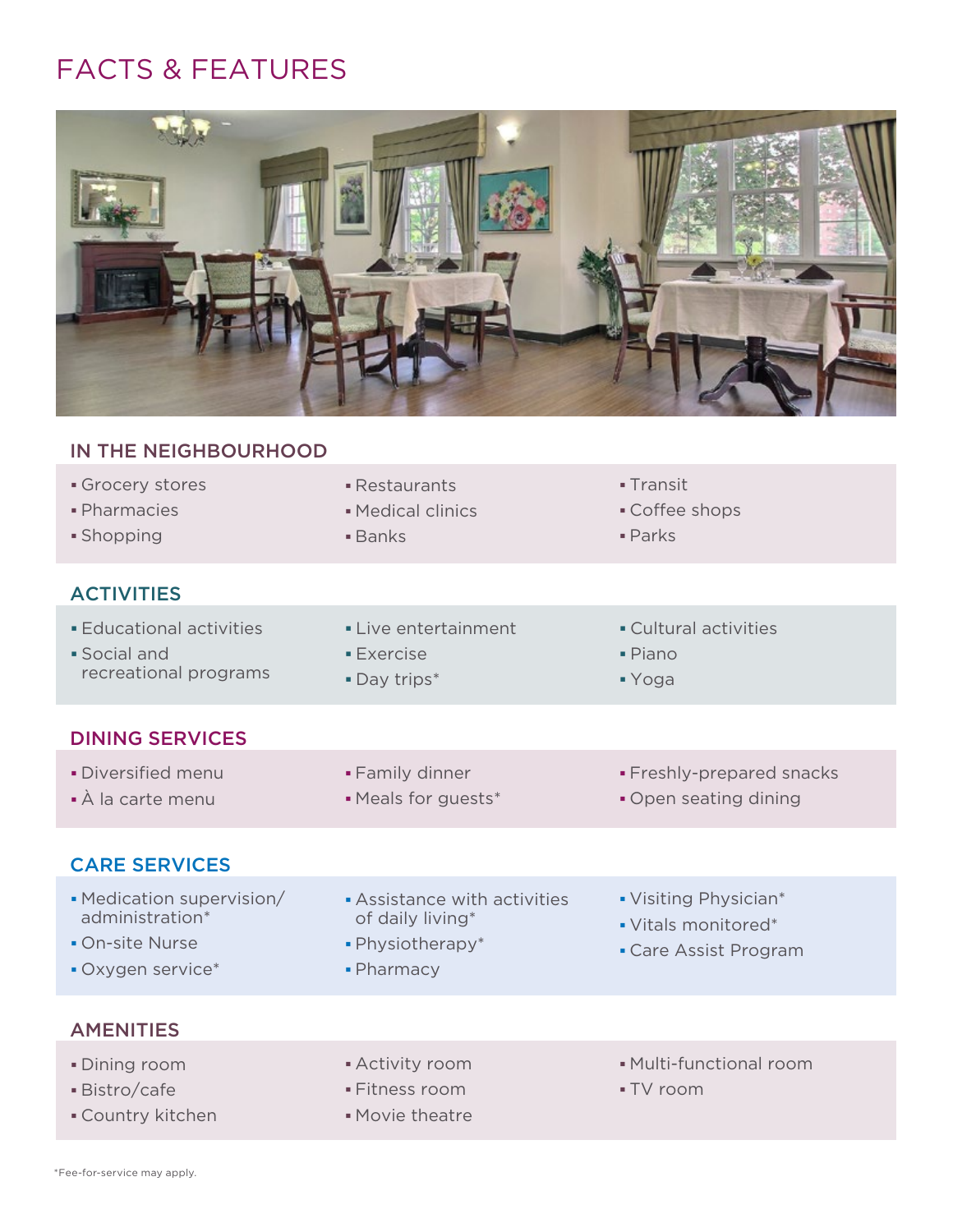# FACTS & FEATURES

## IN THE NEIGHBOURHOOD

- Grocery stores
- Pharmacies
- Shopping
- Restaurants
- Medical clinics
- Banks
- Transit
- Coffee shops
- Parks

## ACTIVITIES

- Educational activities
- Social and recreational programs
- Live entertainment
- Exercise
- Day trips*
- Cultural activities
- Piano
- Yoga

## DINING SERVICES

- Diversified menu
- À la carte menu
- Family dinner
- Meals for guests*
- Freshly-prepared snacks
- Open seating dining

## CARE SERVICES

- Medication supervision/ administration*
- On-site Nurse
- Oxygen service*
- Assistance with activities of daily living*
- Physiotherapy*
- Pharmacy
- Visiting Physician*
- Vitals monitored*
- Care Assist Program

## AMENITIES

- Dining room
- Bistro/cafe
- Country kitchen
- Activity room
- Fitness room
- Movie theatre
- Multi-functional room
- TV room

*Fee-for-service may apply.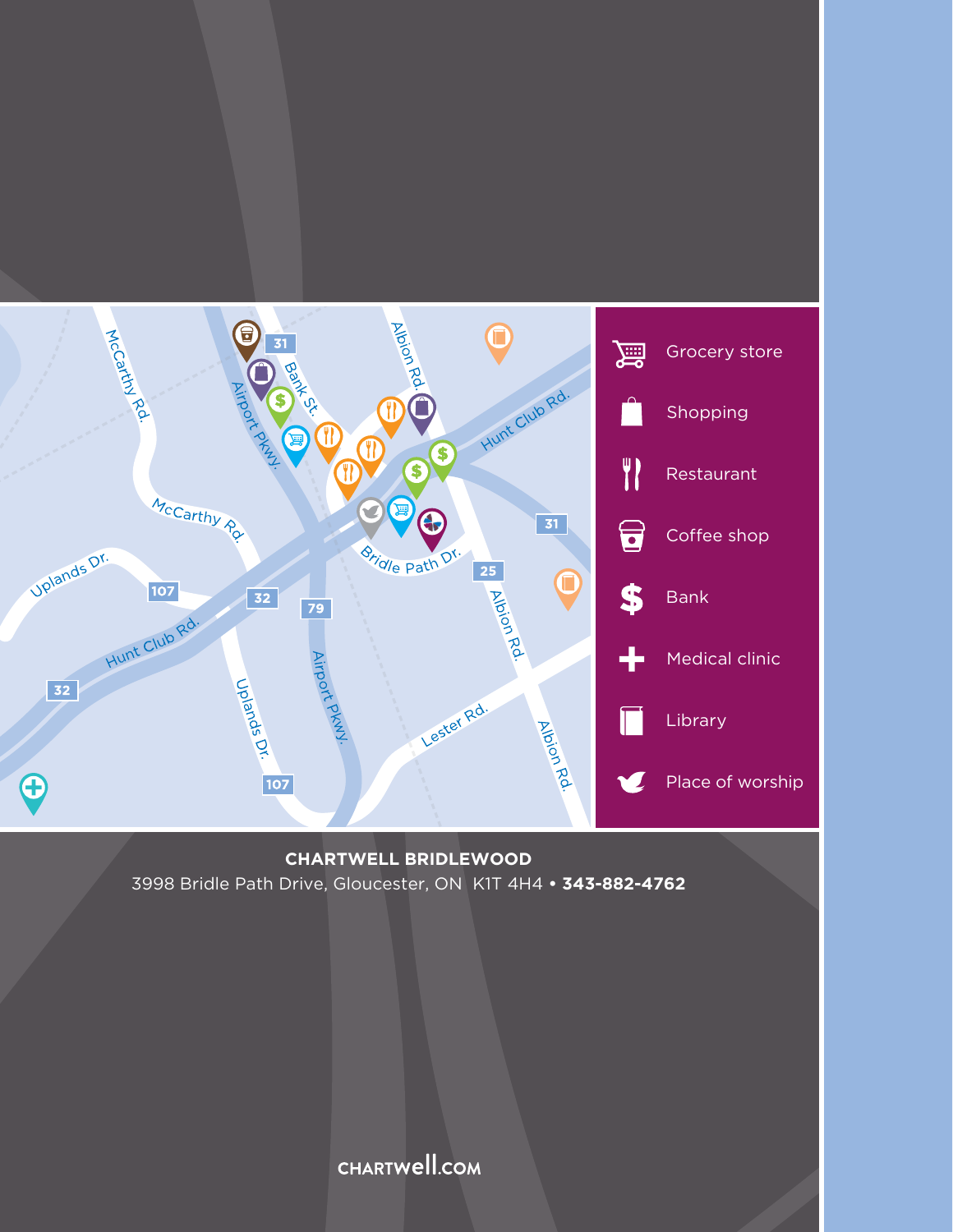Grocery store

Shopping

Restaurant

Coffee shop

Bank

Medical clinic

Library

Place of worship

McCarthy Rd.
Airport Pkwy.
Bank St.
Albion Rd.
Hunt Club Rd.
Bridle Path Dr.
Uplands Dr.
Lester Rd.
31
32
79
107
25

**CHARTWELL BRIDLEWOOD**

3998 Bridle Path Drive, Gloucester, ON K1T 4H4 • **343-882-4762**

CHARTWELL.COM